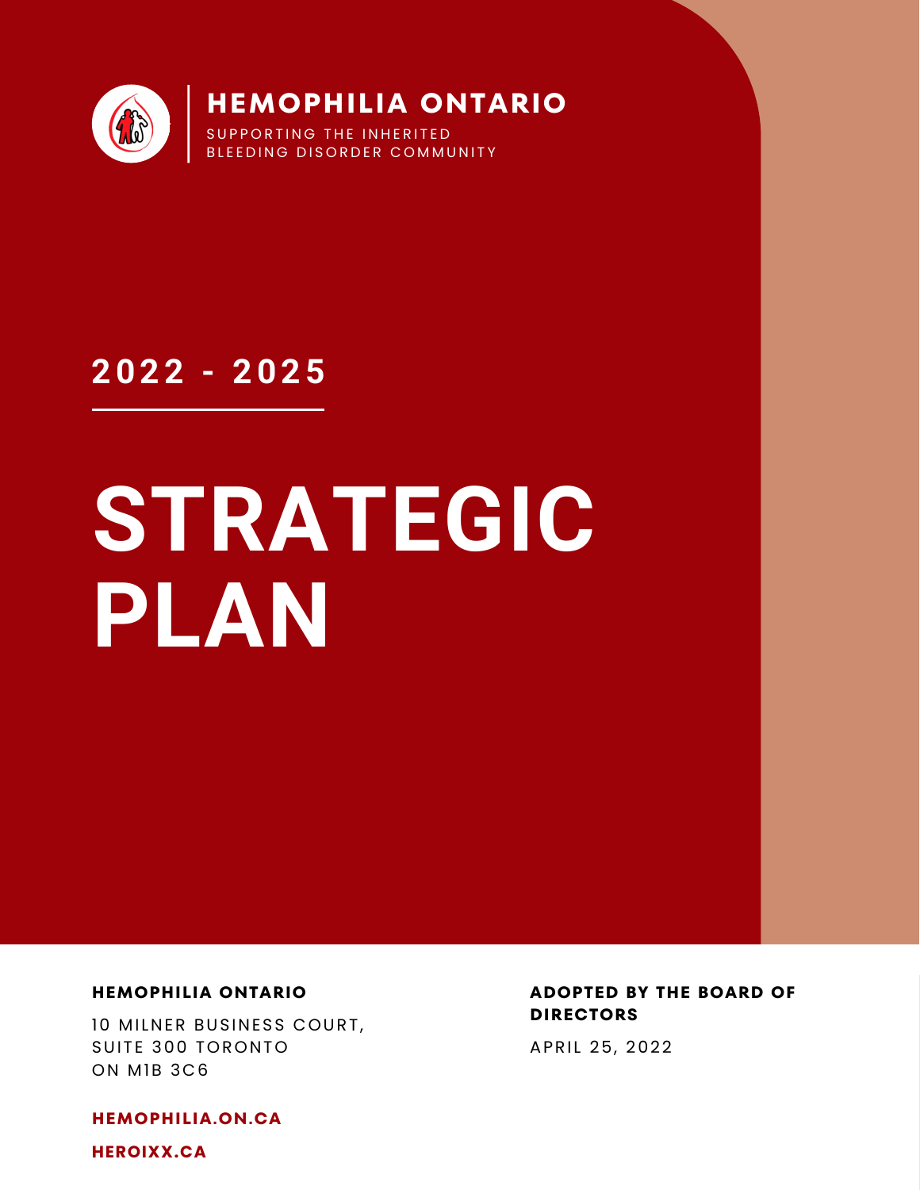**HEMOPHILIA ONTARIO**

SUPPORTING THE INHERITED BLEEDING DISORDER COMMUNITY

## 2022 - 2025

# STRATEGIC PLAN

**HEMOPHILIA ONTARIO**

10 MILNER BUSINESS COURT,
SUITE 300 TORONTO
ON M1B 3C6

**HEMOPHILIA.ON.CA**

**HEROIXX.CA**

**ADOPTED BY THE BOARD OF DIRECTORS**

APRIL 25, 2022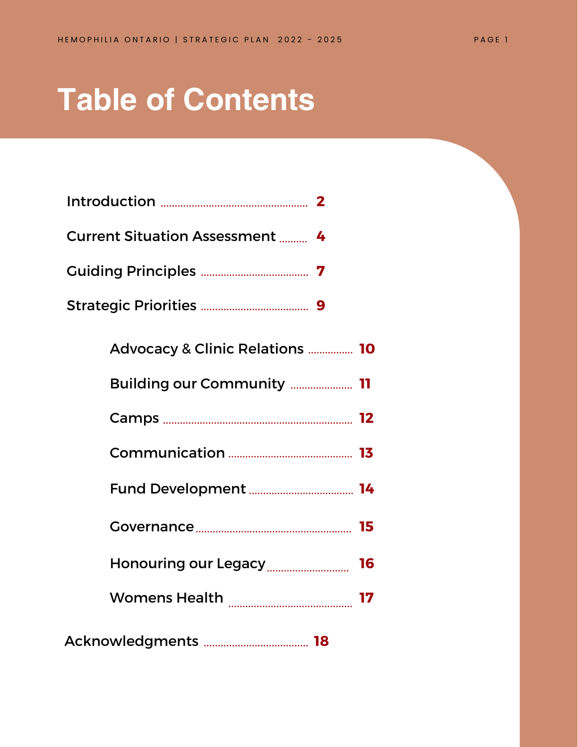# Table of Contents

- Introduction .......... 2
- Current Situation Assessment .......... 4
- Guiding Principles .......... 7
- Strategic Priorities .......... 9
  - Advocacy & Clinic Relations .......... 10
  - Building our Community .......... 11
  - Camps .......... 12
  - Communication .......... 13
  - Fund Development .......... 14
  - Governance .......... 15
  - Honouring our Legacy .......... 16
  - Womens Health .......... 17
- Acknowledgments .......... 18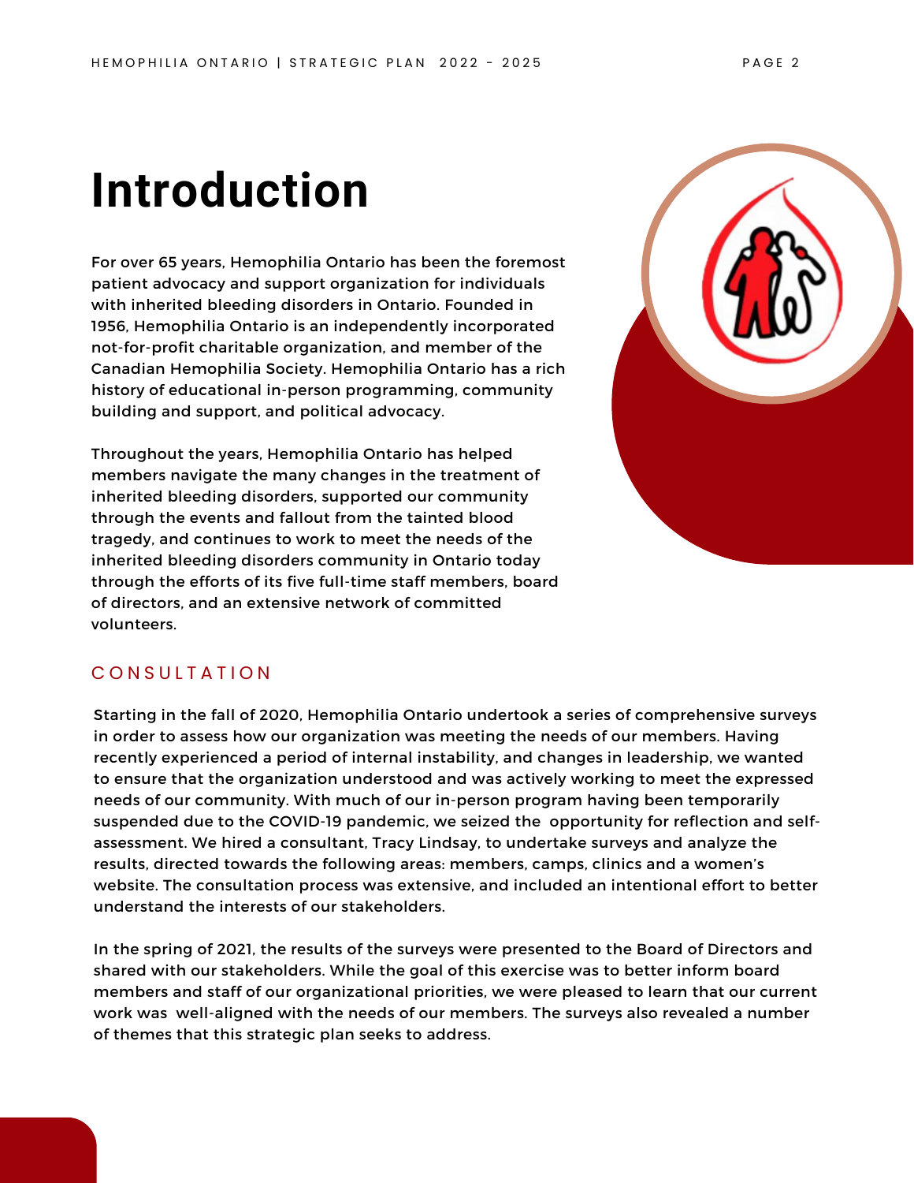# Introduction

For over 65 years, Hemophilia Ontario has been the foremost patient advocacy and support organization for individuals with inherited bleeding disorders in Ontario. Founded in 1956, Hemophilia Ontario is an independently incorporated not-for-profit charitable organization, and member of the Canadian Hemophilia Society. Hemophilia Ontario has a rich history of educational in-person programming, community building and support, and political advocacy.

Throughout the years, Hemophilia Ontario has helped members navigate the many changes in the treatment of inherited bleeding disorders, supported our community through the events and fallout from the tainted blood tragedy, and continues to work to meet the needs of the inherited bleeding disorders community in Ontario today through the efforts of its five full-time staff members, board of directors, and an extensive network of committed volunteers.

## CONSULTATION

Starting in the fall of 2020, Hemophilia Ontario undertook a series of comprehensive surveys in order to assess how our organization was meeting the needs of our members. Having recently experienced a period of internal instability, and changes in leadership, we wanted to ensure that the organization understood and was actively working to meet the expressed needs of our community. With much of our in-person program having been temporarily suspended due to the COVID-19 pandemic, we seized the opportunity for reflection and self-assessment. We hired a consultant, Tracy Lindsay, to undertake surveys and analyze the results, directed towards the following areas: members, camps, clinics and a women's website. The consultation process was extensive, and included an intentional effort to better understand the interests of our stakeholders.

In the spring of 2021, the results of the surveys were presented to the Board of Directors and shared with our stakeholders. While the goal of this exercise was to better inform board members and staff of our organizational priorities, we were pleased to learn that our current work was well-aligned with the needs of our members. The surveys also revealed a number of themes that this strategic plan seeks to address.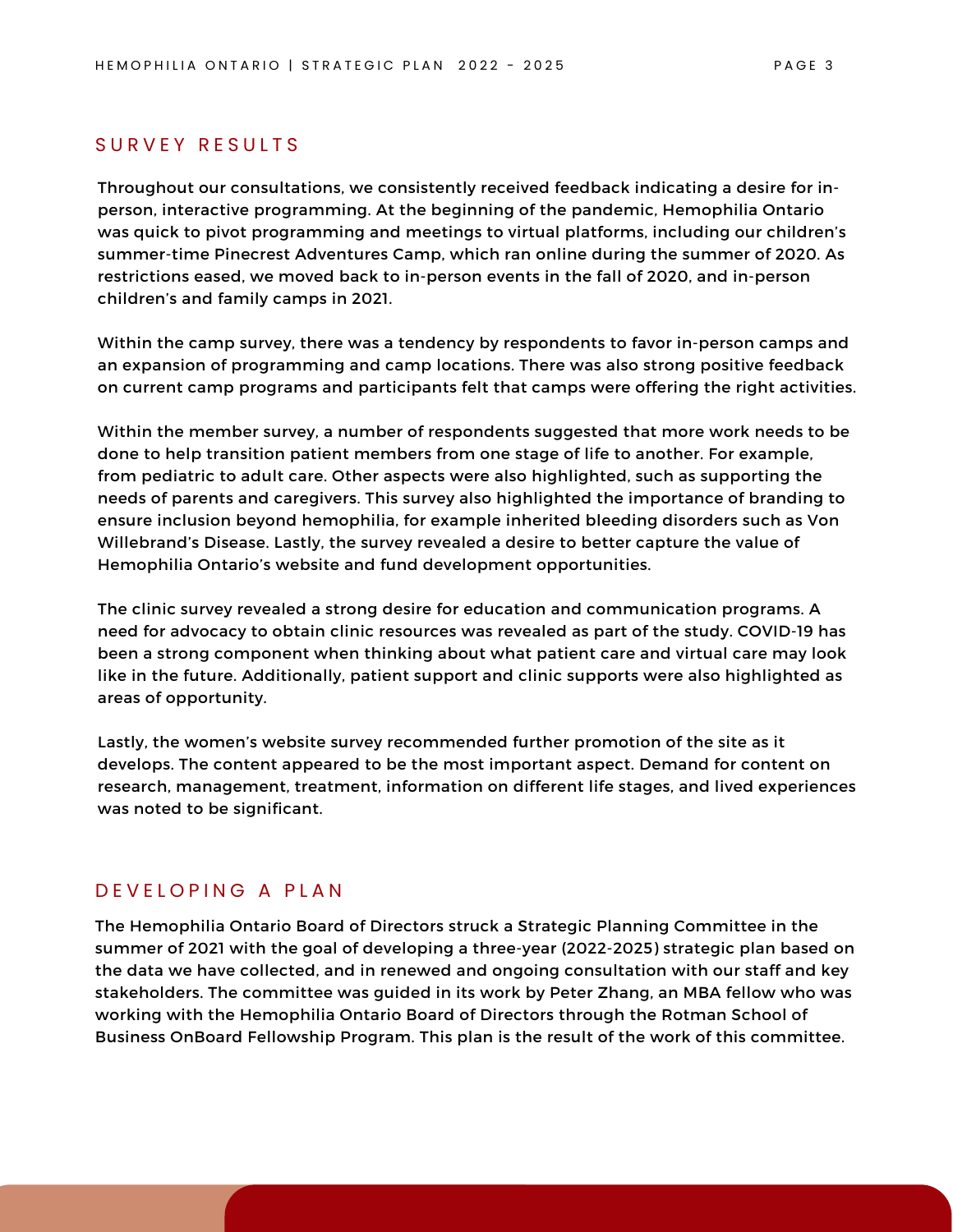## SURVEY RESULTS

Throughout our consultations, we consistently received feedback indicating a desire for in-person, interactive programming. At the beginning of the pandemic, Hemophilia Ontario was quick to pivot programming and meetings to virtual platforms, including our children's summer-time Pinecrest Adventures Camp, which ran online during the summer of 2020. As restrictions eased, we moved back to in-person events in the fall of 2020, and in-person children's and family camps in 2021.

Within the camp survey, there was a tendency by respondents to favor in-person camps and an expansion of programming and camp locations. There was also strong positive feedback on current camp programs and participants felt that camps were offering the right activities.

Within the member survey, a number of respondents suggested that more work needs to be done to help transition patient members from one stage of life to another. For example, from pediatric to adult care. Other aspects were also highlighted, such as supporting the needs of parents and caregivers. This survey also highlighted the importance of branding to ensure inclusion beyond hemophilia, for example inherited bleeding disorders such as Von Willebrand's Disease. Lastly, the survey revealed a desire to better capture the value of Hemophilia Ontario's website and fund development opportunities.

The clinic survey revealed a strong desire for education and communication programs. A need for advocacy to obtain clinic resources was revealed as part of the study. COVID-19 has been a strong component when thinking about what patient care and virtual care may look like in the future. Additionally, patient support and clinic supports were also highlighted as areas of opportunity.

Lastly, the women's website survey recommended further promotion of the site as it develops. The content appeared to be the most important aspect. Demand for content on research, management, treatment, information on different life stages, and lived experiences was noted to be significant.

## DEVELOPING A PLAN

The Hemophilia Ontario Board of Directors struck a Strategic Planning Committee in the summer of 2021 with the goal of developing a three-year (2022-2025) strategic plan based on the data we have collected, and in renewed and ongoing consultation with our staff and key stakeholders. The committee was guided in its work by Peter Zhang, an MBA fellow who was working with the Hemophilia Ontario Board of Directors through the Rotman School of Business OnBoard Fellowship Program. This plan is the result of the work of this committee.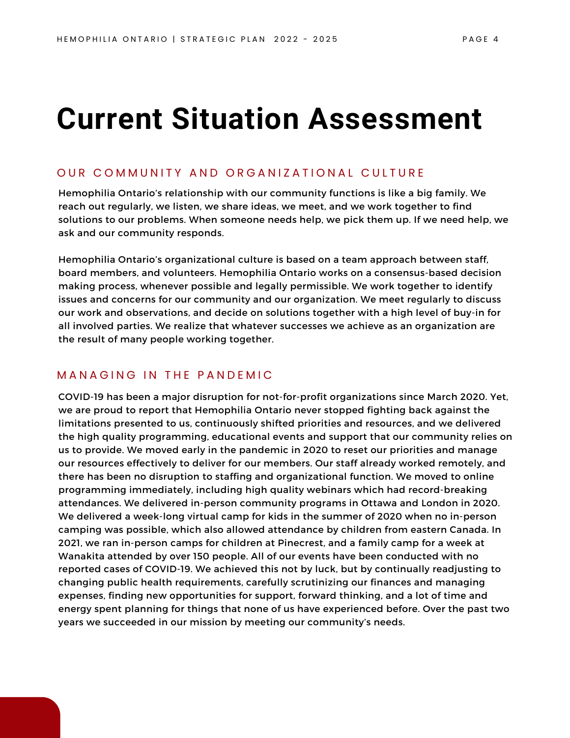# Current Situation Assessment

## OUR COMMUNITY AND ORGANIZATIONAL CULTURE

Hemophilia Ontario's relationship with our community functions is like a big family. We reach out regularly, we listen, we share ideas, we meet, and we work together to find solutions to our problems. When someone needs help, we pick them up. If we need help, we ask and our community responds.

Hemophilia Ontario's organizational culture is based on a team approach between staff, board members, and volunteers. Hemophilia Ontario works on a consensus-based decision making process, whenever possible and legally permissible. We work together to identify issues and concerns for our community and our organization. We meet regularly to discuss our work and observations, and decide on solutions together with a high level of buy-in for all involved parties. We realize that whatever successes we achieve as an organization are the result of many people working together.

## MANAGING IN THE PANDEMIC

COVID-19 has been a major disruption for not-for-profit organizations since March 2020. Yet, we are proud to report that Hemophilia Ontario never stopped fighting back against the limitations presented to us, continuously shifted priorities and resources, and we delivered the high quality programming, educational events and support that our community relies on us to provide. We moved early in the pandemic in 2020 to reset our priorities and manage our resources effectively to deliver for our members. Our staff already worked remotely, and there has been no disruption to staffing and organizational function. We moved to online programming immediately, including high quality webinars which had record-breaking attendances. We delivered in-person community programs in Ottawa and London in 2020. We delivered a week-long virtual camp for kids in the summer of 2020 when no in-person camping was possible, which also allowed attendance by children from eastern Canada. In 2021, we ran in-person camps for children at Pinecrest, and a family camp for a week at Wanakita attended by over 150 people. All of our events have been conducted with no reported cases of COVID-19. We achieved this not by luck, but by continually readjusting to changing public health requirements, carefully scrutinizing our finances and managing expenses, finding new opportunities for support, forward thinking, and a lot of time and energy spent planning for things that none of us have experienced before. Over the past two years we succeeded in our mission by meeting our community's needs.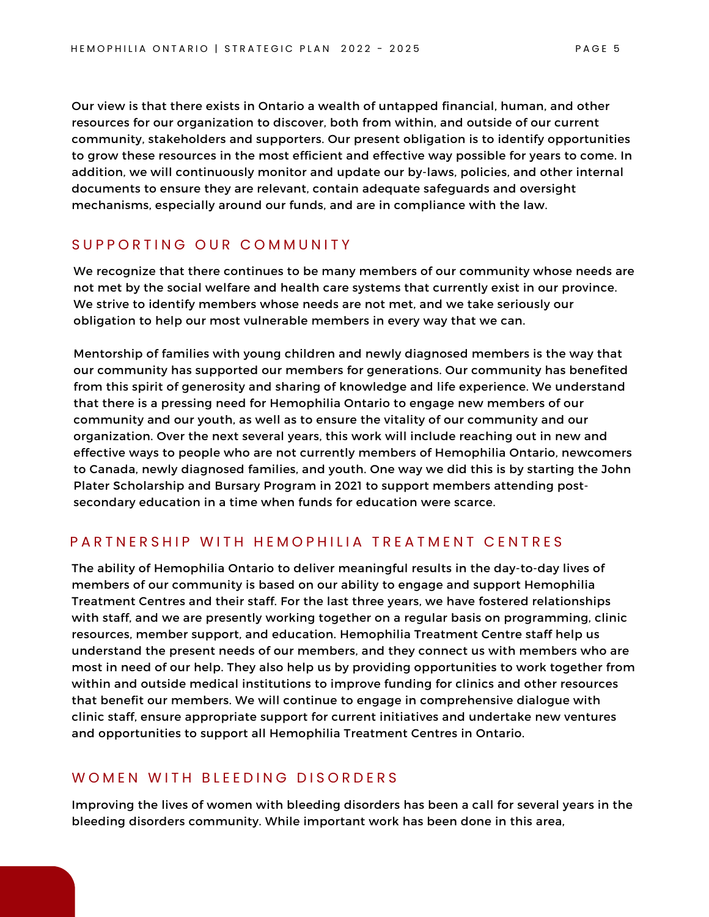Our view is that there exists in Ontario a wealth of untapped financial, human, and other resources for our organization to discover, both from within, and outside of our current community, stakeholders and supporters. Our present obligation is to identify opportunities to grow these resources in the most efficient and effective way possible for years to come. In addition, we will continuously monitor and update our by-laws, policies, and other internal documents to ensure they are relevant, contain adequate safeguards and oversight mechanisms, especially around our funds, and are in compliance with the law.

## SUPPORTING OUR COMMUNITY

We recognize that there continues to be many members of our community whose needs are not met by the social welfare and health care systems that currently exist in our province. We strive to identify members whose needs are not met, and we take seriously our obligation to help our most vulnerable members in every way that we can.

Mentorship of families with young children and newly diagnosed members is the way that our community has supported our members for generations. Our community has benefited from this spirit of generosity and sharing of knowledge and life experience. We understand that there is a pressing need for Hemophilia Ontario to engage new members of our community and our youth, as well as to ensure the vitality of our community and our organization. Over the next several years, this work will include reaching out in new and effective ways to people who are not currently members of Hemophilia Ontario, newcomers to Canada, newly diagnosed families, and youth. One way we did this is by starting the John Plater Scholarship and Bursary Program in 2021 to support members attending post-secondary education in a time when funds for education were scarce.

## PARTNERSHIP WITH HEMOPHILIA TREATMENT CENTRES

The ability of Hemophilia Ontario to deliver meaningful results in the day-to-day lives of members of our community is based on our ability to engage and support Hemophilia Treatment Centres and their staff. For the last three years, we have fostered relationships with staff, and we are presently working together on a regular basis on programming, clinic resources, member support, and education. Hemophilia Treatment Centre staff help us understand the present needs of our members, and they connect us with members who are most in need of our help. They also help us by providing opportunities to work together from within and outside medical institutions to improve funding for clinics and other resources that benefit our members. We will continue to engage in comprehensive dialogue with clinic staff, ensure appropriate support for current initiatives and undertake new ventures and opportunities to support all Hemophilia Treatment Centres in Ontario.

## WOMEN WITH BLEEDING DISORDERS

Improving the lives of women with bleeding disorders has been a call for several years in the bleeding disorders community. While important work has been done in this area,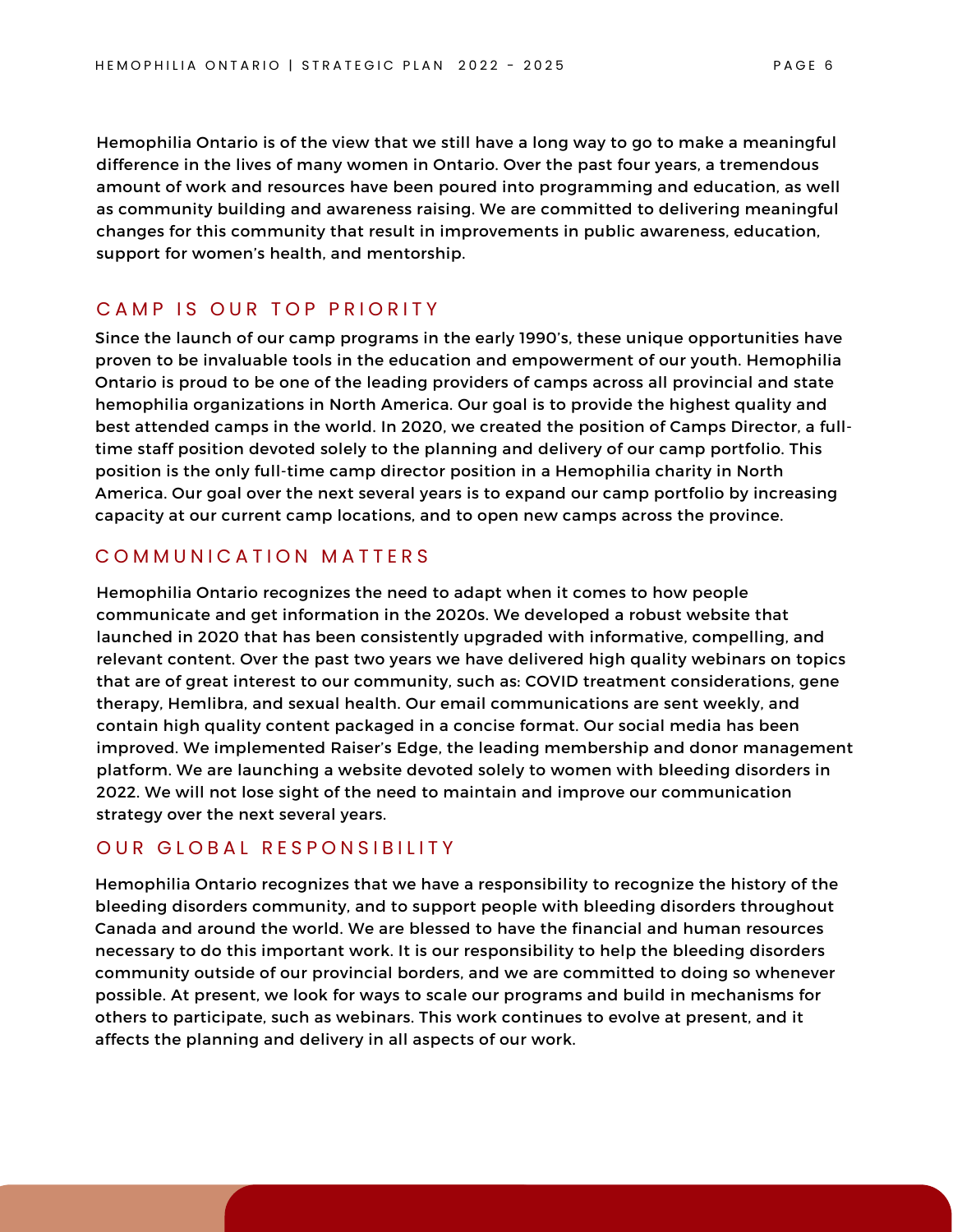Hemophilia Ontario is of the view that we still have a long way to go to make a meaningful difference in the lives of many women in Ontario. Over the past four years, a tremendous amount of work and resources have been poured into programming and education, as well as community building and awareness raising. We are committed to delivering meaningful changes for this community that result in improvements in public awareness, education, support for women's health, and mentorship.

## CAMP IS OUR TOP PRIORITY

Since the launch of our camp programs in the early 1990's, these unique opportunities have proven to be invaluable tools in the education and empowerment of our youth. Hemophilia Ontario is proud to be one of the leading providers of camps across all provincial and state hemophilia organizations in North America. Our goal is to provide the highest quality and best attended camps in the world. In 2020, we created the position of Camps Director, a full-time staff position devoted solely to the planning and delivery of our camp portfolio. This position is the only full-time camp director position in a Hemophilia charity in North America. Our goal over the next several years is to expand our camp portfolio by increasing capacity at our current camp locations, and to open new camps across the province.

## COMMUNICATION MATTERS

Hemophilia Ontario recognizes the need to adapt when it comes to how people communicate and get information in the 2020s. We developed a robust website that launched in 2020 that has been consistently upgraded with informative, compelling, and relevant content. Over the past two years we have delivered high quality webinars on topics that are of great interest to our community, such as: COVID treatment considerations, gene therapy, Hemlibra, and sexual health. Our email communications are sent weekly, and contain high quality content packaged in a concise format. Our social media has been improved. We implemented Raiser's Edge, the leading membership and donor management platform. We are launching a website devoted solely to women with bleeding disorders in 2022. We will not lose sight of the need to maintain and improve our communication strategy over the next several years.

## OUR GLOBAL RESPONSIBILITY

Hemophilia Ontario recognizes that we have a responsibility to recognize the history of the bleeding disorders community, and to support people with bleeding disorders throughout Canada and around the world. We are blessed to have the financial and human resources necessary to do this important work. It is our responsibility to help the bleeding disorders community outside of our provincial borders, and we are committed to doing so whenever possible. At present, we look for ways to scale our programs and build in mechanisms for others to participate, such as webinars. This work continues to evolve at present, and it affects the planning and delivery in all aspects of our work.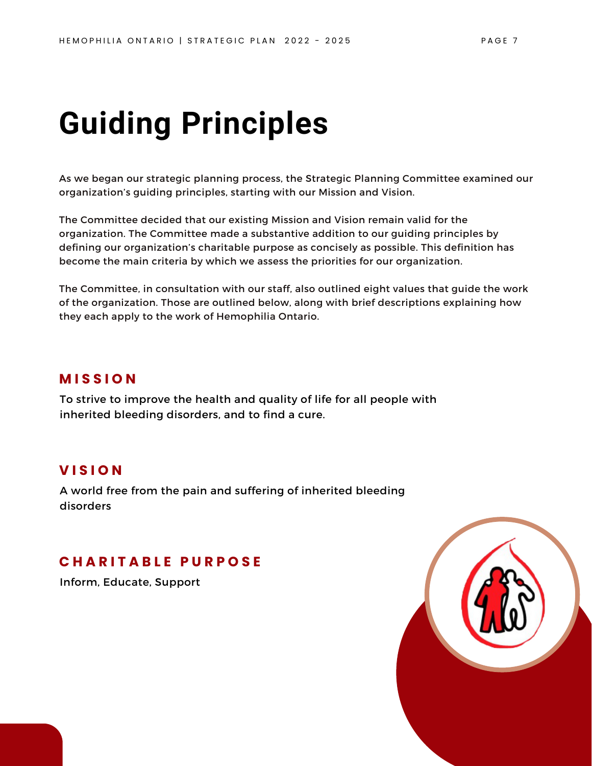# Guiding Principles

As we began our strategic planning process, the Strategic Planning Committee examined our organization's guiding principles, starting with our Mission and Vision.

The Committee decided that our existing Mission and Vision remain valid for the organization. The Committee made a substantive addition to our guiding principles by defining our organization's charitable purpose as concisely as possible. This definition has become the main criteria by which we assess the priorities for our organization.

The Committee, in consultation with our staff, also outlined eight values that guide the work of the organization. Those are outlined below, along with brief descriptions explaining how they each apply to the work of Hemophilia Ontario.

## MISSION

To strive to improve the health and quality of life for all people with inherited bleeding disorders, and to find a cure.

## VISION

A world free from the pain and suffering of inherited bleeding disorders

## CHARITABLE PURPOSE

Inform, Educate, Support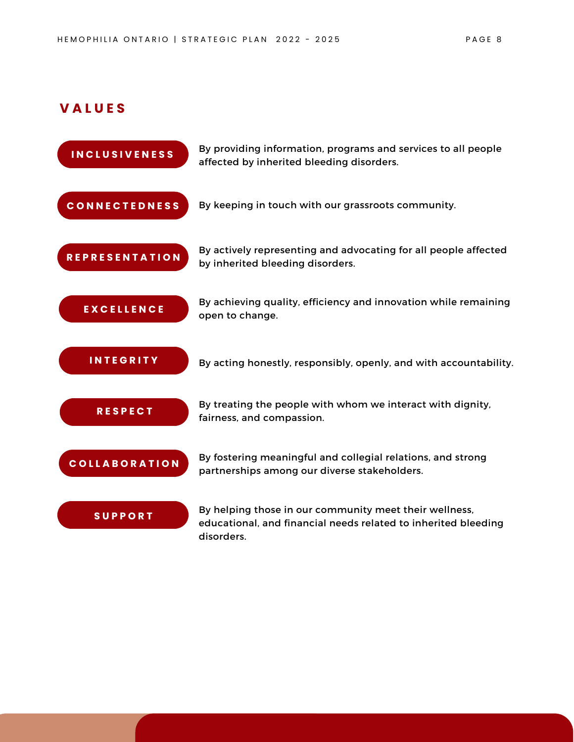## VALUES

**INCLUSIVENESS** — By providing information, programs and services to all people affected by inherited bleeding disorders.

**CONNECTEDNESS** — By keeping in touch with our grassroots community.

**REPRESENTATION** — By actively representing and advocating for all people affected by inherited bleeding disorders.

**EXCELLENCE** — By achieving quality, efficiency and innovation while remaining open to change.

**INTEGRITY** — By acting honestly, responsibly, openly, and with accountability.

**RESPECT** — By treating the people with whom we interact with dignity, fairness, and compassion.

**COLLABORATION** — By fostering meaningful and collegial relations, and strong partnerships among our diverse stakeholders.

**SUPPORT** — By helping those in our community meet their wellness, educational, and financial needs related to inherited bleeding disorders.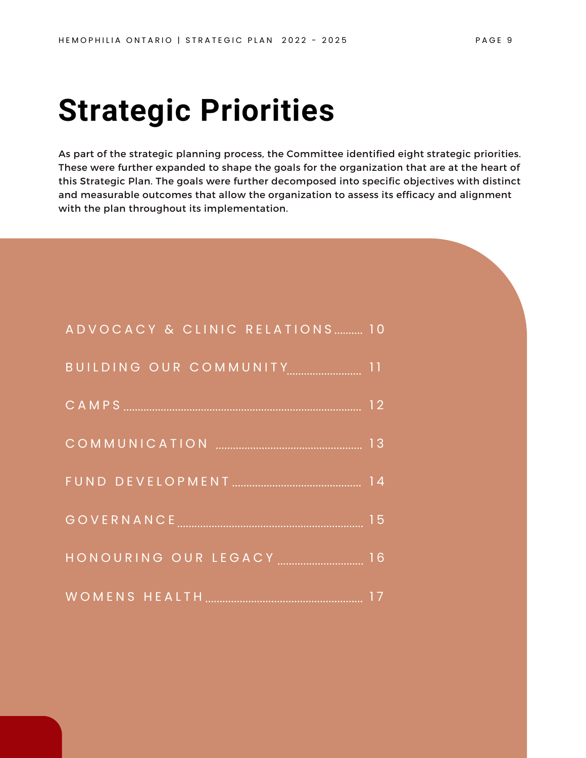# Strategic Priorities

As part of the strategic planning process, the Committee identified eight strategic priorities. These were further expanded to shape the goals for the organization that are at the heart of this Strategic Plan. The goals were further decomposed into specific objectives with distinct and measurable outcomes that allow the organization to assess its efficacy and alignment with the plan throughout its implementation.

- ADVOCACY & CLINIC RELATIONS .......... 10
- BUILDING OUR COMMUNITY .......... 11
- CAMPS .......... 12
- COMMUNICATION .......... 13
- FUND DEVELOPMENT .......... 14
- GOVERNANCE .......... 15
- HONOURING OUR LEGACY .......... 16
- WOMENS HEALTH .......... 17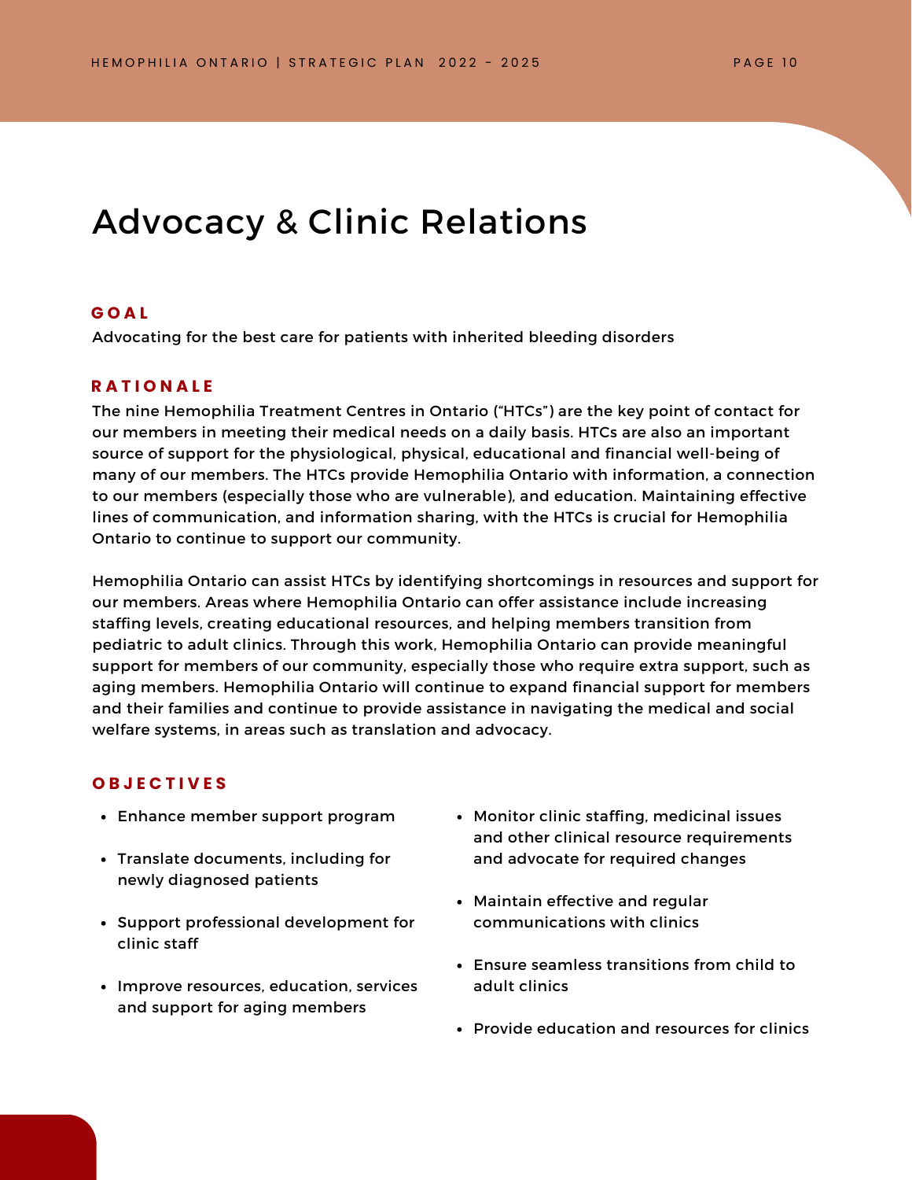# Advocacy & Clinic Relations

## GOAL

Advocating for the best care for patients with inherited bleeding disorders

## RATIONALE

The nine Hemophilia Treatment Centres in Ontario ("HTCs") are the key point of contact for our members in meeting their medical needs on a daily basis. HTCs are also an important source of support for the physiological, physical, educational and financial well-being of many of our members. The HTCs provide Hemophilia Ontario with information, a connection to our members (especially those who are vulnerable), and education. Maintaining effective lines of communication, and information sharing, with the HTCs is crucial for Hemophilia Ontario to continue to support our community.

Hemophilia Ontario can assist HTCs by identifying shortcomings in resources and support for our members. Areas where Hemophilia Ontario can offer assistance include increasing staffing levels, creating educational resources, and helping members transition from pediatric to adult clinics. Through this work, Hemophilia Ontario can provide meaningful support for members of our community, especially those who require extra support, such as aging members. Hemophilia Ontario will continue to expand financial support for members and their families and continue to provide assistance in navigating the medical and social welfare systems, in areas such as translation and advocacy.

## OBJECTIVES

- Enhance member support program
- Translate documents, including for newly diagnosed patients
- Support professional development for clinic staff
- Improve resources, education, services and support for aging members
- Monitor clinic staffing, medicinal issues and other clinical resource requirements and advocate for required changes
- Maintain effective and regular communications with clinics
- Ensure seamless transitions from child to adult clinics
- Provide education and resources for clinics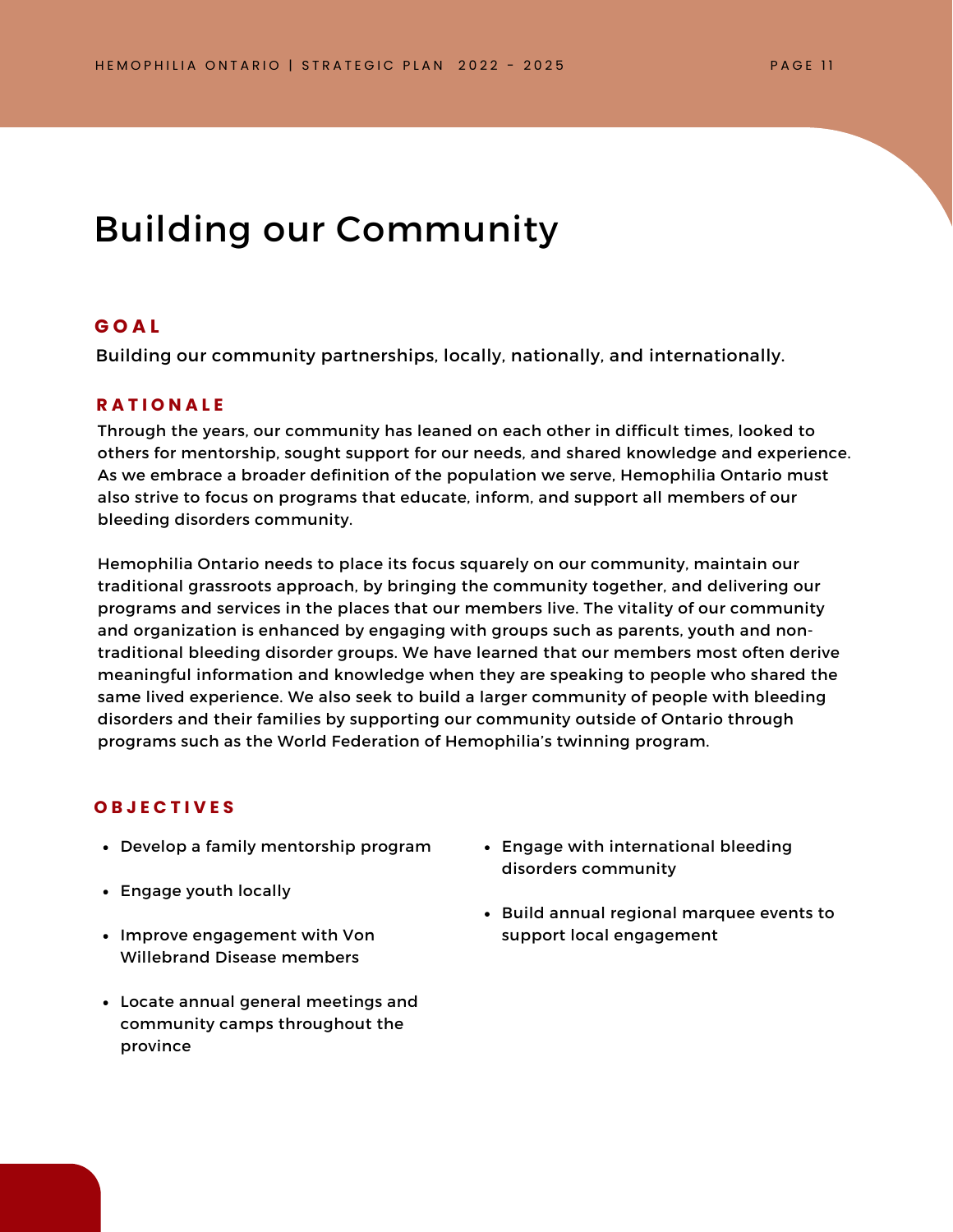# Building our Community

### GOAL

Building our community partnerships, locally, nationally, and internationally.

### RATIONALE

Through the years, our community has leaned on each other in difficult times, looked to others for mentorship, sought support for our needs, and shared knowledge and experience. As we embrace a broader definition of the population we serve, Hemophilia Ontario must also strive to focus on programs that educate, inform, and support all members of our bleeding disorders community.

Hemophilia Ontario needs to place its focus squarely on our community, maintain our traditional grassroots approach, by bringing the community together, and delivering our programs and services in the places that our members live. The vitality of our community and organization is enhanced by engaging with groups such as parents, youth and non-traditional bleeding disorder groups. We have learned that our members most often derive meaningful information and knowledge when they are speaking to people who shared the same lived experience. We also seek to build a larger community of people with bleeding disorders and their families by supporting our community outside of Ontario through programs such as the World Federation of Hemophilia's twinning program.

### OBJECTIVES

- Develop a family mentorship program
- Engage youth locally
- Improve engagement with Von Willebrand Disease members
- Locate annual general meetings and community camps throughout the province
- Engage with international bleeding disorders community
- Build annual regional marquee events to support local engagement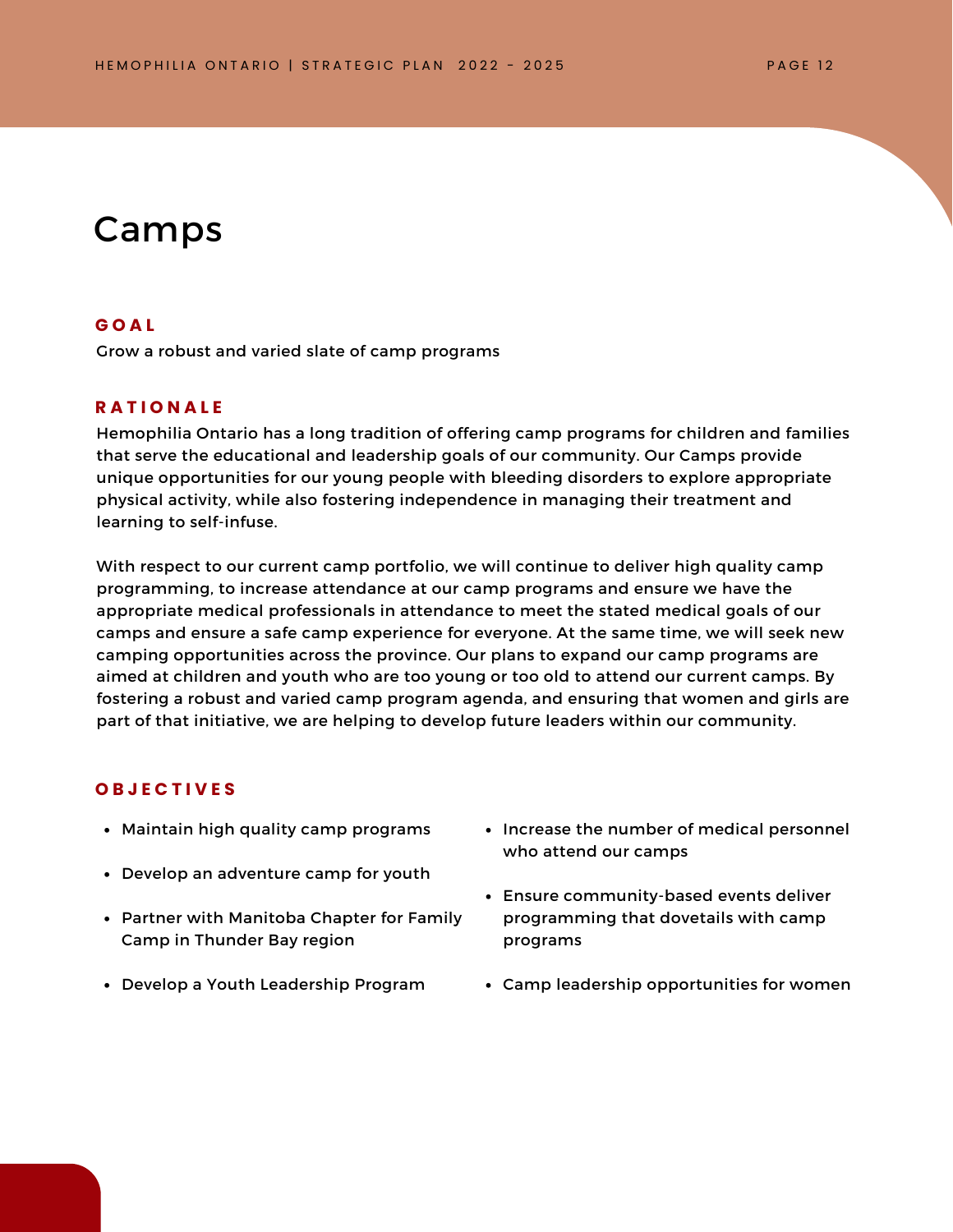# Camps

**GOAL**

Grow a robust and varied slate of camp programs

**RATIONALE**

Hemophilia Ontario has a long tradition of offering camp programs for children and families that serve the educational and leadership goals of our community. Our Camps provide unique opportunities for our young people with bleeding disorders to explore appropriate physical activity, while also fostering independence in managing their treatment and learning to self-infuse.

With respect to our current camp portfolio, we will continue to deliver high quality camp programming, to increase attendance at our camp programs and ensure we have the appropriate medical professionals in attendance to meet the stated medical goals of our camps and ensure a safe camp experience for everyone. At the same time, we will seek new camping opportunities across the province. Our plans to expand our camp programs are aimed at children and youth who are too young or too old to attend our current camps. By fostering a robust and varied camp program agenda, and ensuring that women and girls are part of that initiative, we are helping to develop future leaders within our community.

**OBJECTIVES**

- Maintain high quality camp programs
- Develop an adventure camp for youth
- Partner with Manitoba Chapter for Family Camp in Thunder Bay region
- Develop a Youth Leadership Program
- Increase the number of medical personnel who attend our camps
- Ensure community-based events deliver programming that dovetails with camp programs
- Camp leadership opportunities for women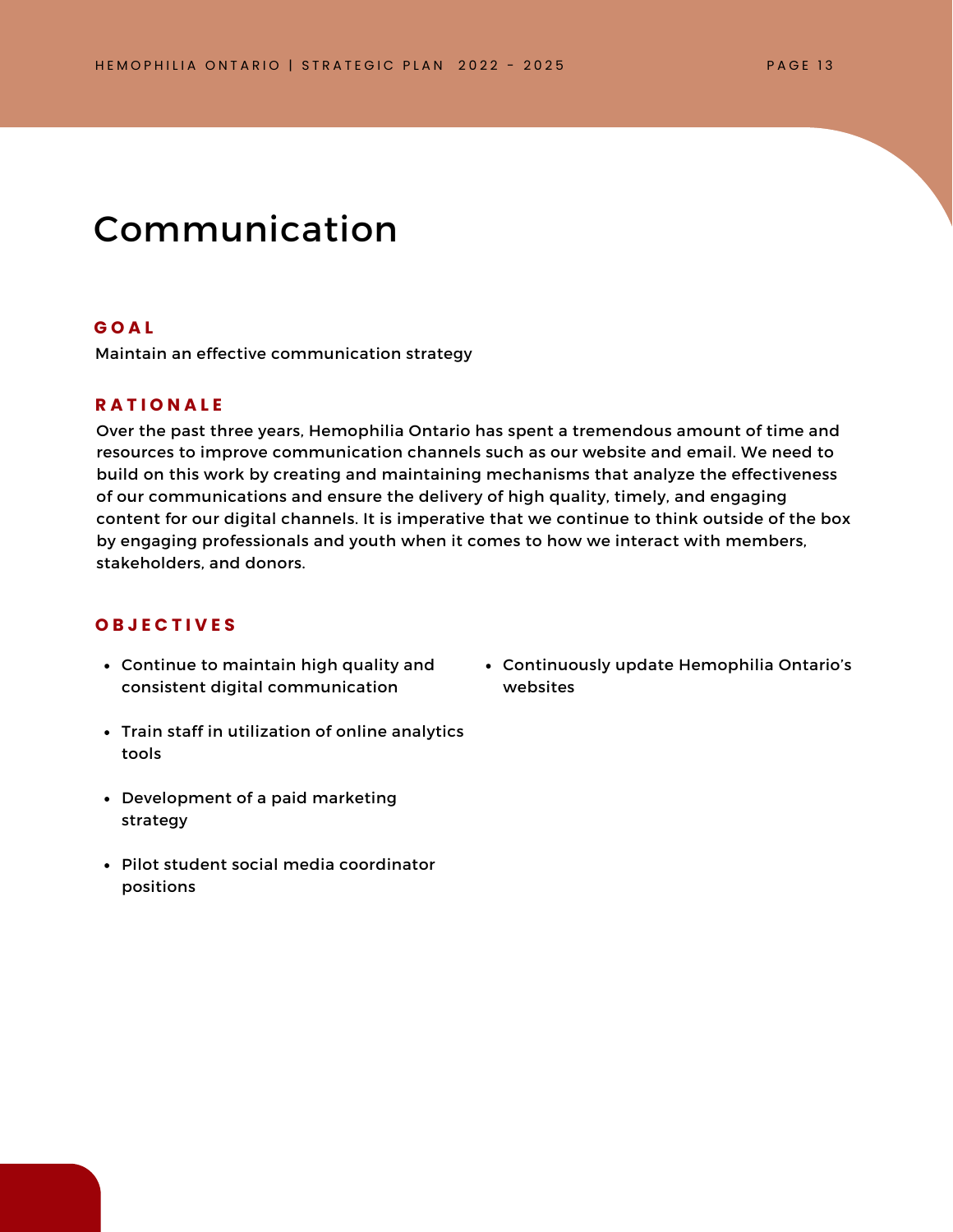# Communication

## GOAL

Maintain an effective communication strategy

## RATIONALE

Over the past three years, Hemophilia Ontario has spent a tremendous amount of time and resources to improve communication channels such as our website and email. We need to build on this work by creating and maintaining mechanisms that analyze the effectiveness of our communications and ensure the delivery of high quality, timely, and engaging content for our digital channels. It is imperative that we continue to think outside of the box by engaging professionals and youth when it comes to how we interact with members, stakeholders, and donors.

## OBJECTIVES

- Continue to maintain high quality and consistent digital communication
- Train staff in utilization of online analytics tools
- Development of a paid marketing strategy
- Pilot student social media coordinator positions
- Continuously update Hemophilia Ontario's websites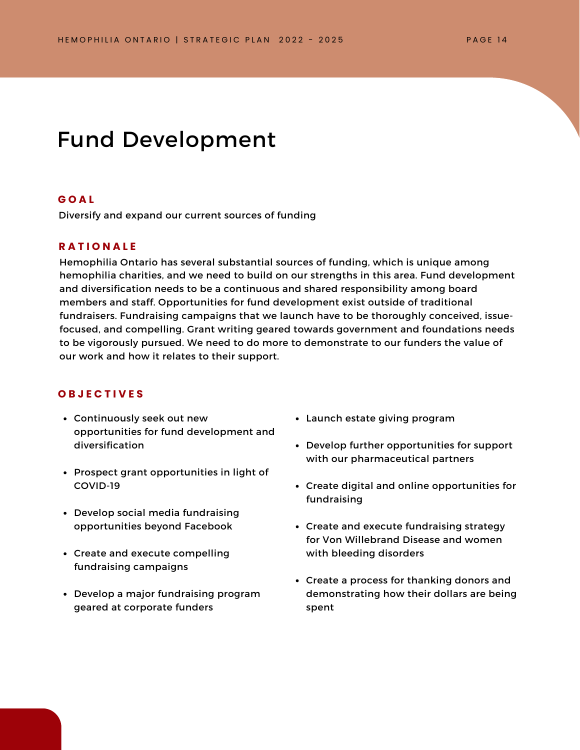# Fund Development

### GOAL

Diversify and expand our current sources of funding

### RATIONALE

Hemophilia Ontario has several substantial sources of funding, which is unique among hemophilia charities, and we need to build on our strengths in this area. Fund development and diversification needs to be a continuous and shared responsibility among board members and staff. Opportunities for fund development exist outside of traditional fundraisers. Fundraising campaigns that we launch have to be thoroughly conceived, issue-focused, and compelling. Grant writing geared towards government and foundations needs to be vigorously pursued. We need to do more to demonstrate to our funders the value of our work and how it relates to their support.

### OBJECTIVES

- Continuously seek out new opportunities for fund development and diversification
- Prospect grant opportunities in light of COVID-19
- Develop social media fundraising opportunities beyond Facebook
- Create and execute compelling fundraising campaigns
- Develop a major fundraising program geared at corporate funders
- Launch estate giving program
- Develop further opportunities for support with our pharmaceutical partners
- Create digital and online opportunities for fundraising
- Create and execute fundraising strategy for Von Willebrand Disease and women with bleeding disorders
- Create a process for thanking donors and demonstrating how their dollars are being spent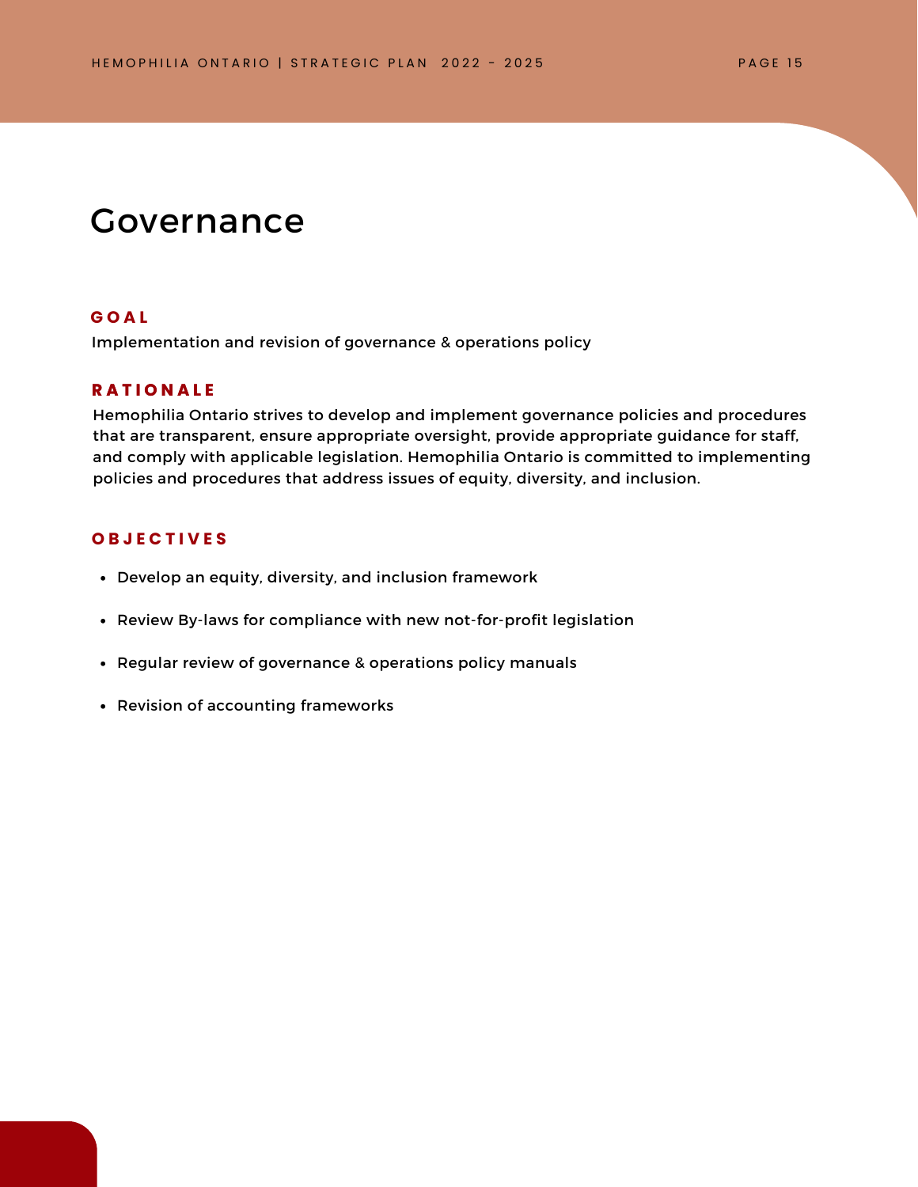# Governance

## GOAL

Implementation and revision of governance & operations policy

## RATIONALE

Hemophilia Ontario strives to develop and implement governance policies and procedures that are transparent, ensure appropriate oversight, provide appropriate guidance for staff, and comply with applicable legislation. Hemophilia Ontario is committed to implementing policies and procedures that address issues of equity, diversity, and inclusion.

## OBJECTIVES

- Develop an equity, diversity, and inclusion framework
- Review By-laws for compliance with new not-for-profit legislation
- Regular review of governance & operations policy manuals
- Revision of accounting frameworks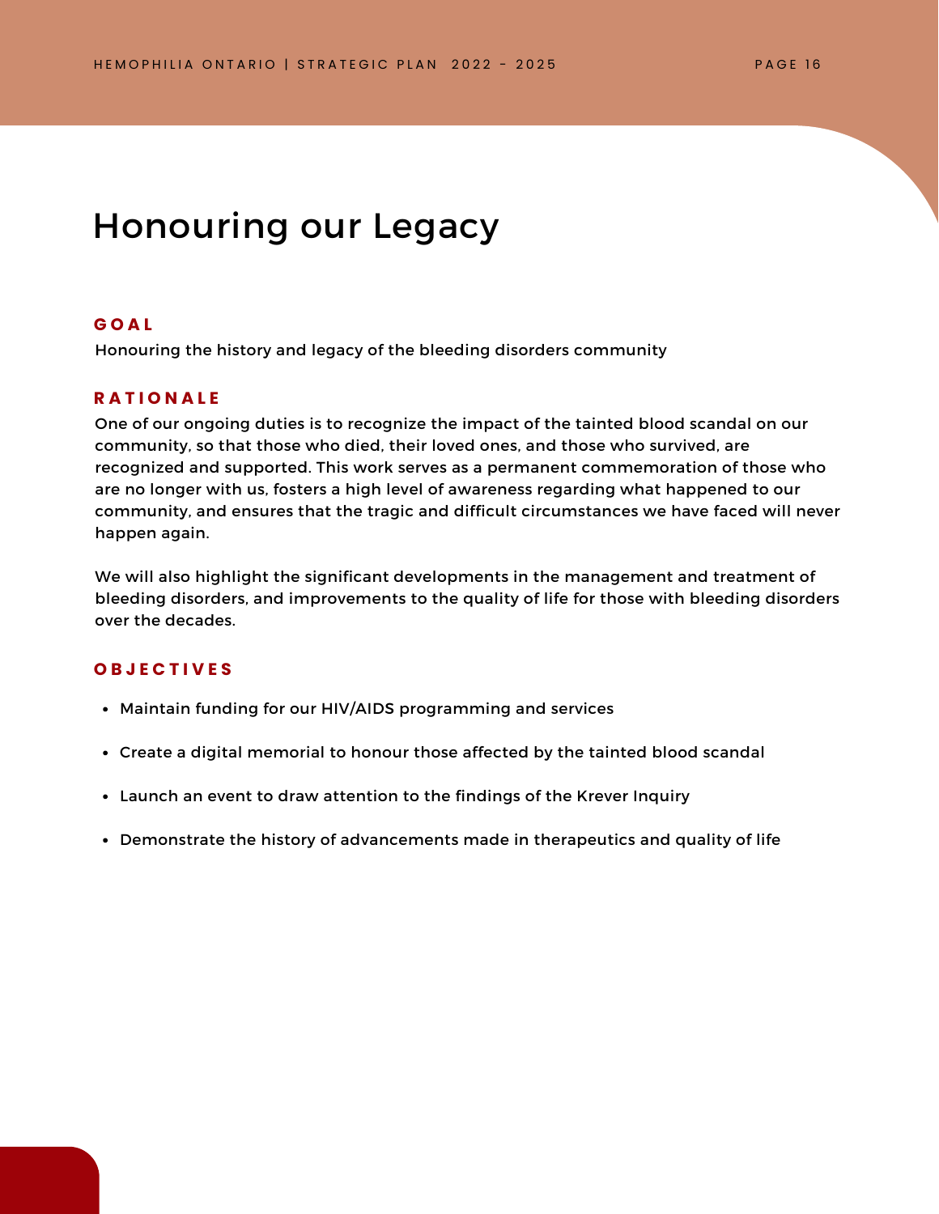# Honouring our Legacy

### GOAL

Honouring the history and legacy of the bleeding disorders community

### RATIONALE

One of our ongoing duties is to recognize the impact of the tainted blood scandal on our community, so that those who died, their loved ones, and those who survived, are recognized and supported. This work serves as a permanent commemoration of those who are no longer with us, fosters a high level of awareness regarding what happened to our community, and ensures that the tragic and difficult circumstances we have faced will never happen again.

We will also highlight the significant developments in the management and treatment of bleeding disorders, and improvements to the quality of life for those with bleeding disorders over the decades.

### OBJECTIVES

- Maintain funding for our HIV/AIDS programming and services
- Create a digital memorial to honour those affected by the tainted blood scandal
- Launch an event to draw attention to the findings of the Krever Inquiry
- Demonstrate the history of advancements made in therapeutics and quality of life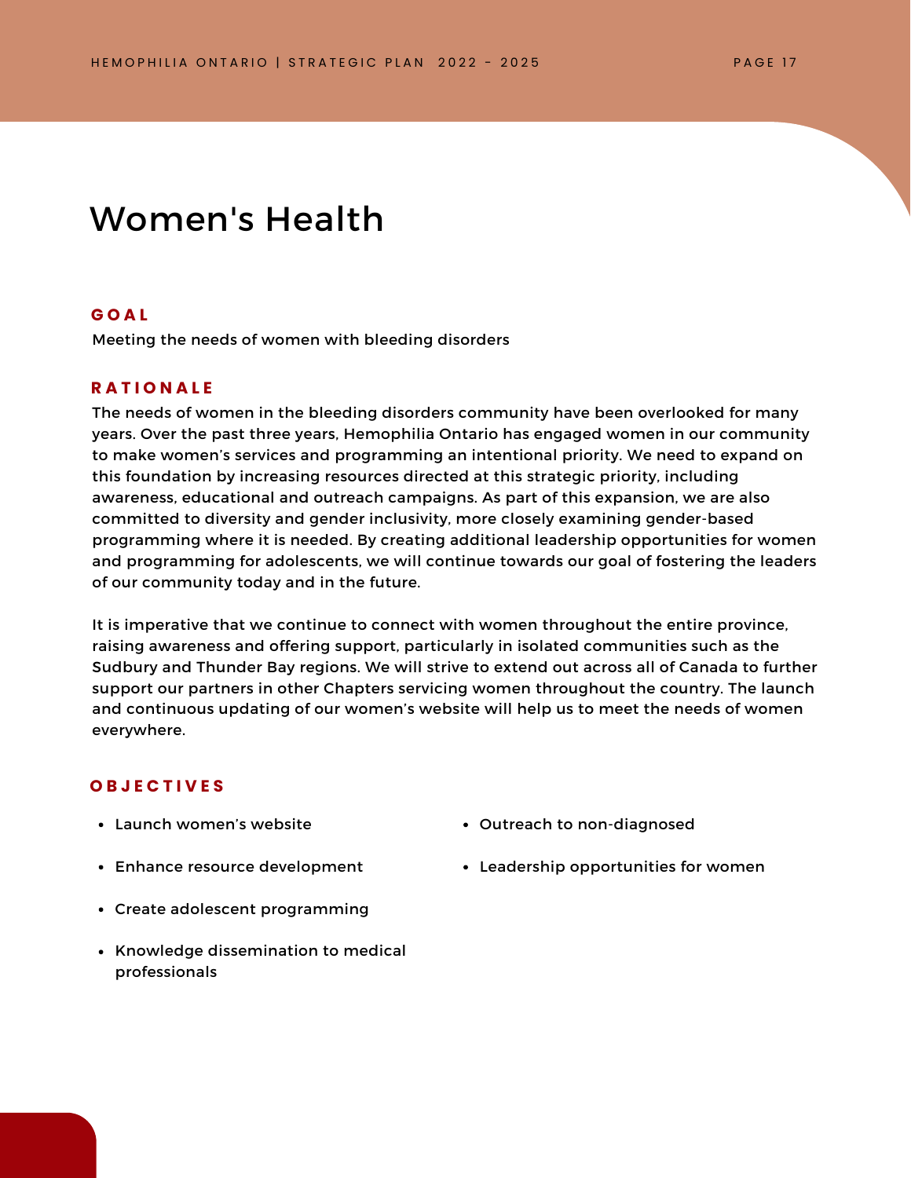# Women's Health

## GOAL

Meeting the needs of women with bleeding disorders

## RATIONALE

The needs of women in the bleeding disorders community have been overlooked for many years. Over the past three years, Hemophilia Ontario has engaged women in our community to make women's services and programming an intentional priority. We need to expand on this foundation by increasing resources directed at this strategic priority, including awareness, educational and outreach campaigns. As part of this expansion, we are also committed to diversity and gender inclusivity, more closely examining gender-based programming where it is needed. By creating additional leadership opportunities for women and programming for adolescents, we will continue towards our goal of fostering the leaders of our community today and in the future.

It is imperative that we continue to connect with women throughout the entire province, raising awareness and offering support, particularly in isolated communities such as the Sudbury and Thunder Bay regions. We will strive to extend out across all of Canada to further support our partners in other Chapters servicing women throughout the country. The launch and continuous updating of our women's website will help us to meet the needs of women everywhere.

## OBJECTIVES

- Launch women's website
- Enhance resource development
- Create adolescent programming
- Knowledge dissemination to medical professionals
- Outreach to non-diagnosed
- Leadership opportunities for women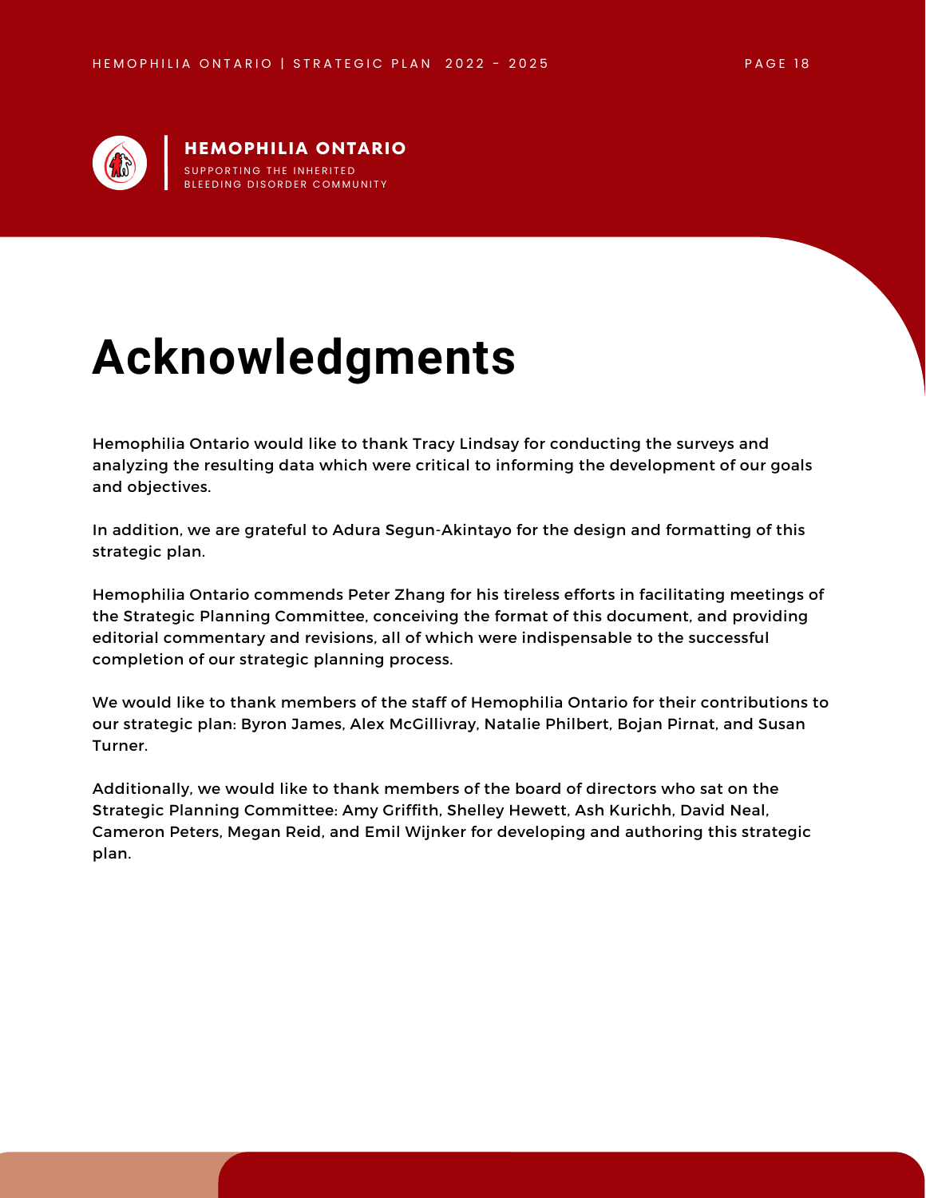# Acknowledgments

Hemophilia Ontario would like to thank Tracy Lindsay for conducting the surveys and analyzing the resulting data which were critical to informing the development of our goals and objectives.

In addition, we are grateful to Adura Segun-Akintayo for the design and formatting of this strategic plan.

Hemophilia Ontario commends Peter Zhang for his tireless efforts in facilitating meetings of the Strategic Planning Committee, conceiving the format of this document, and providing editorial commentary and revisions, all of which were indispensable to the successful completion of our strategic planning process.

We would like to thank members of the staff of Hemophilia Ontario for their contributions to our strategic plan: Byron James, Alex McGillivray, Natalie Philbert, Bojan Pirnat, and Susan Turner.

Additionally, we would like to thank members of the board of directors who sat on the Strategic Planning Committee: Amy Griffith, Shelley Hewett, Ash Kurichh, David Neal, Cameron Peters, Megan Reid, and Emil Wijnker for developing and authoring this strategic plan.